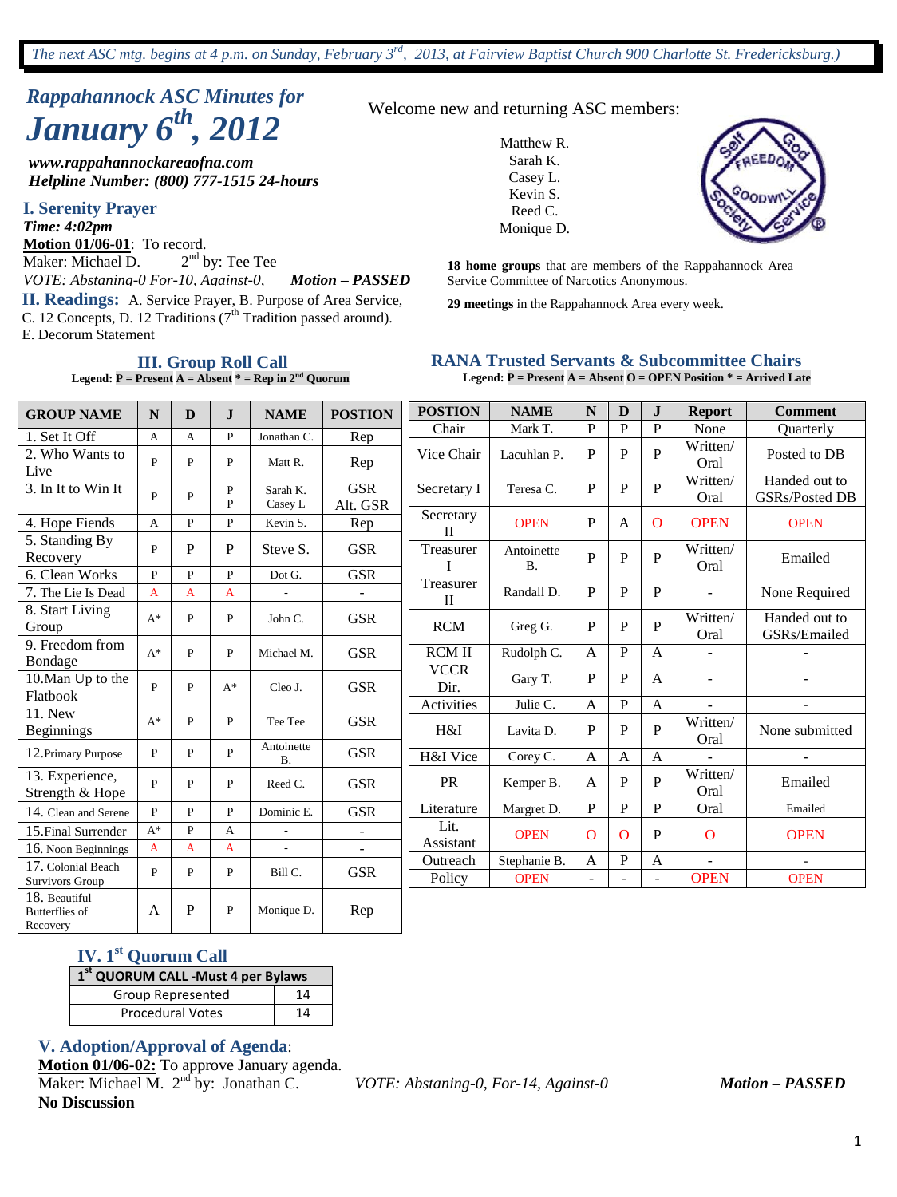*The next ASC mtg. begins at 4 p.m. on Sunday, February 3rd, 2013, at Fairview Baptist Church 900 Charlotte St. Fredericksburg.)*

# *Rappahannock ASC Minutes for January 6th, 2012*

***www.rappahannockareaofna.com***
***Helpline Number: (800) 777-1515 24-hours***

Welcome new and returning ASC members:

Matthew R.
Sarah K.
Casey L.
Kevin S.
Reed C.
Monique D.

**18 home groups** that are members of the Rappahannock Area Service Committee of Narcotics Anonymous.

**29 meetings** in the Rappahannock Area every week.

## I. Serenity Prayer

***Time: 4:02pm***

**Motion 01/06-01**: To record.
Maker: Michael D.  2nd by: Tee Tee
*VOTE: Abstaning-0 For-10, Against-0,*  ***Motion – PASSED***

## II. Readings:

A. Service Prayer, B. Purpose of Area Service, C. 12 Concepts, D. 12 Traditions (7th Tradition passed around). E. Decorum Statement

## III. Group Roll Call

**Legend: P = Present A = Absent * = Rep in 2nd Quorum**

| GROUP NAME | N | D | J | NAME | POSTION |
|---|---|---|---|---|---|
| 1. Set It Off | A | A | P | Jonathan C. | Rep |
| 2. Who Wants to Live | P | P | P | Matt R. | Rep |
| 3. In It to Win It | P | P | P P | Sarah K. Casey L | GSR Alt. GSR |
| 4. Hope Fiends | A | P | P | Kevin S. | Rep |
| 5. Standing By Recovery | P | P | P | Steve S. | GSR |
| 6. Clean Works | P | P | P | Dot G. | GSR |
| 7. The Lie Is Dead | A | A | A | - | - |
| 8. Start Living Group | A* | P | P | John C. | GSR |
| 9. Freedom from Bondage | A* | P | P | Michael M. | GSR |
| 10.Man Up to the Flatbook | P | P | A* | Cleo J. | GSR |
| 11. New Beginnings | A* | P | P | Tee Tee | GSR |
| 12.Primary Purpose | P | P | P | Antoinette B. | GSR |
| 13. Experience, Strength & Hope | P | P | P | Reed C. | GSR |
| 14. Clean and Serene | P | P | P | Dominic E. | GSR |
| 15.Final Surrender | A* | P | A | - | - |
| 16. Noon Beginnings | A | A | A | - | - |
| 17. Colonial Beach Survivors Group | P | P | P | Bill C. | GSR |
| 18. Beautiful Butterflies of Recovery | A | P | P | Monique D. | Rep |

## RANA Trusted Servants & Subcommittee Chairs

**Legend: P = Present A = Absent O = OPEN Position * = Arrived Late**

| POSTION | NAME | N | D | J | Report | Comment |
|---|---|---|---|---|---|---|
| Chair | Mark T. | P | P | P | None | Quarterly |
| Vice Chair | Lacuhlan P. | P | P | P | Written/ Oral | Posted to DB |
| Secretary I | Teresa C. | P | P | P | Written/ Oral | Handed out to GSRs/Posted DB |
| Secretary II | OPEN | P | A | O | OPEN | OPEN |
| Treasurer I | Antoinette B. | P | P | P | Written/ Oral | Emailed |
| Treasurer II | Randall D. | P | P | P | - | None Required |
| RCM | Greg G. | P | P | P | Written/ Oral | Handed out to GSRs/Emailed |
| RCM II | Rudolph C. | A | P | A | - | - |
| VCCR Dir. | Gary T. | P | P | A | - | - |
| Activities | Julie C. | A | P | A | - | - |
| H&I | Lavita D. | P | P | P | Written/ Oral | None submitted |
| H&I Vice | Corey C. | A | A | A | - | - |
| PR | Kemper B. | A | P | P | Written/ Oral | Emailed |
| Literature | Margret D. | P | P | P | Oral | Emailed |
| Lit. Assistant | OPEN | O | O | P | O | OPEN |
| Outreach | Stephanie B. | A | P | A | - | - |
| Policy | OPEN | - | - | - | OPEN | OPEN |

## IV. 1st Quorum Call

| 1st QUORUM CALL -Must 4 per Bylaws | |
|---|---|
| Group Represented | 14 |
| Procedural Votes | 14 |

## V. Adoption/Approval of Agenda:

**Motion 01/06-02:** To approve January agenda.
Maker: Michael M.  2nd by: Jonathan C.  *VOTE: Abstaning-0, For-14, Against-0*  ***Motion – PASSED***
**No Discussion**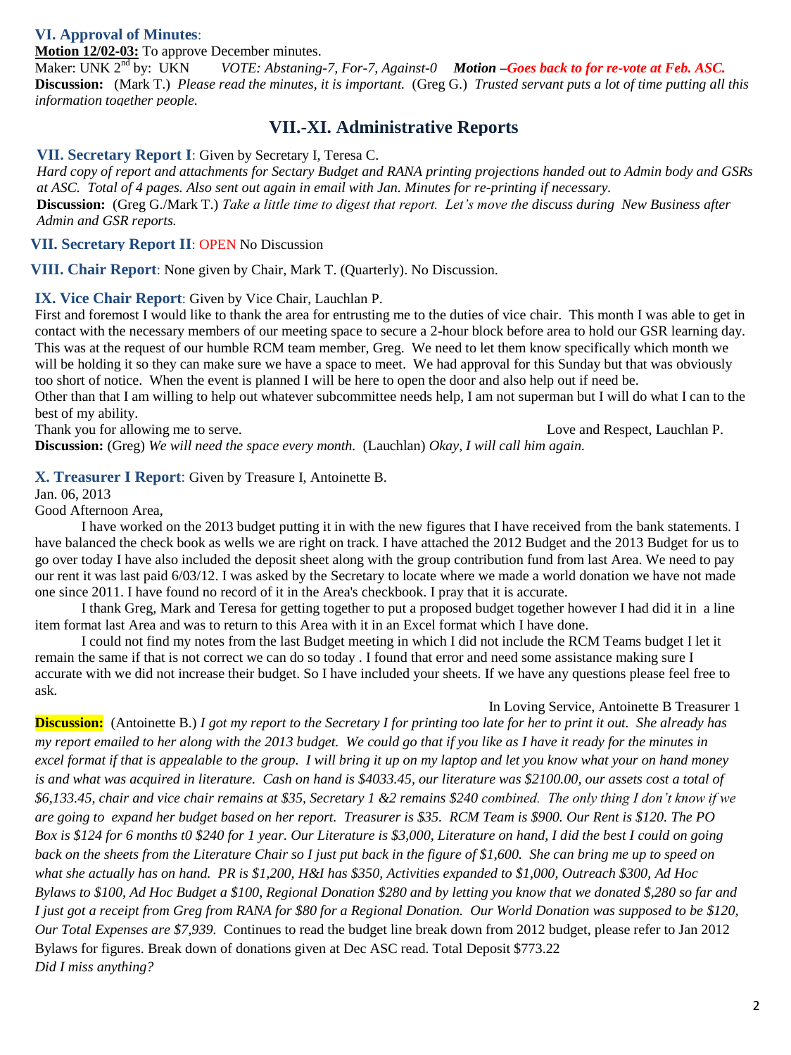### VI. Approval of Minutes:

**Motion 12/02-03:** To approve December minutes.
Maker: UNK 2nd by: UKN *VOTE: Abstaning-7, For-7, Against-0* ***Motion –Goes back to for re-vote at Feb. ASC.***
**Discussion:** (Mark T.) *Please read the minutes, it is important.* (Greg G.) *Trusted servant puts a lot of time putting all this information together people.*

## VII.-XI. Administrative Reports

### VII. Secretary Report I: Given by Secretary I, Teresa C.

*Hard copy of report and attachments for Sectary Budget and RANA printing projections handed out to Admin body and GSRs at ASC. Total of 4 pages. Also sent out again in email with Jan. Minutes for re-printing if necessary.*
**Discussion:** (Greg G./Mark T.) *Take a little time to digest that report. Let's move the discuss during New Business after Admin and GSR reports.*

### VII. Secretary Report II: OPEN No Discussion

### VIII. Chair Report: None given by Chair, Mark T. (Quarterly). No Discussion.

### IX. Vice Chair Report: Given by Vice Chair, Lauchlan P.

First and foremost I would like to thank the area for entrusting me to the duties of vice chair. This month I was able to get in contact with the necessary members of our meeting space to secure a 2-hour block before area to hold our GSR learning day. This was at the request of our humble RCM team member, Greg. We need to let them know specifically which month we will be holding it so they can make sure we have a space to meet. We had approval for this Sunday but that was obviously too short of notice. When the event is planned I will be here to open the door and also help out if need be.
Other than that I am willing to help out whatever subcommittee needs help, I am not superman but I will do what I can to the best of my ability.
Thank you for allowing me to serve. Love and Respect, Lauchlan P.
**Discussion:** (Greg) *We will need the space every month.* (Lauchlan) *Okay, I will call him again.*

### X. Treasurer I Report: Given by Treasure I, Antoinette B.

Jan. 06, 2013
Good Afternoon Area,

I have worked on the 2013 budget putting it in with the new figures that I have received from the bank statements. I have balanced the check book as wells we are right on track. I have attached the 2012 Budget and the 2013 Budget for us to go over today I have also included the deposit sheet along with the group contribution fund from last Area. We need to pay our rent it was last paid 6/03/12. I was asked by the Secretary to locate where we made a world donation we have not made one since 2011. I have found no record of it in the Area's checkbook. I pray that it is accurate.

I thank Greg, Mark and Teresa for getting together to put a proposed budget together however I had did it in a line item format last Area and was to return to this Area with it in an Excel format which I have done.

I could not find my notes from the last Budget meeting in which I did not include the RCM Teams budget I let it remain the same if that is not correct we can do so today . I found that error and need some assistance making sure I accurate with we did not increase their budget. So I have included your sheets. If we have any questions please feel free to ask.

In Loving Service, Antoinette B Treasurer 1

**Discussion:** (Antoinette B.) *I got my report to the Secretary I for printing too late for her to print it out. She already has my report emailed to her along with the 2013 budget. We could go that if you like as I have it ready for the minutes in excel format if that is appealable to the group. I will bring it up on my laptop and let you know what your on hand money is and what was acquired in literature. Cash on hand is $4033.45, our literature was $2100.00, our assets cost a total of $6,133.45, chair and vice chair remains at $35, Secretary 1 &2 remains $240 combined. The only thing I don't know if we are going to expand her budget based on her report. Treasurer is $35. RCM Team is $900. Our Rent is $120. The PO Box is $124 for 6 months t0 $240 for 1 year. Our Literature is $3,000, Literature on hand, I did the best I could on going back on the sheets from the Literature Chair so I just put back in the figure of $1,600. She can bring me up to speed on what she actually has on hand. PR is $1,200, H&I has $350, Activities expanded to $1,000, Outreach $300, Ad Hoc Bylaws to $100, Ad Hoc Budget a $100, Regional Donation $280 and by letting you know that we donated $,280 so far and I just got a receipt from Greg from RANA for $80 for a Regional Donation. Our World Donation was supposed to be $120, Our Total Expenses are $7,939.* Continues to read the budget line break down from 2012 budget, please refer to Jan 2012 Bylaws for figures. Break down of donations given at Dec ASC read. Total Deposit $773.22
*Did I miss anything?*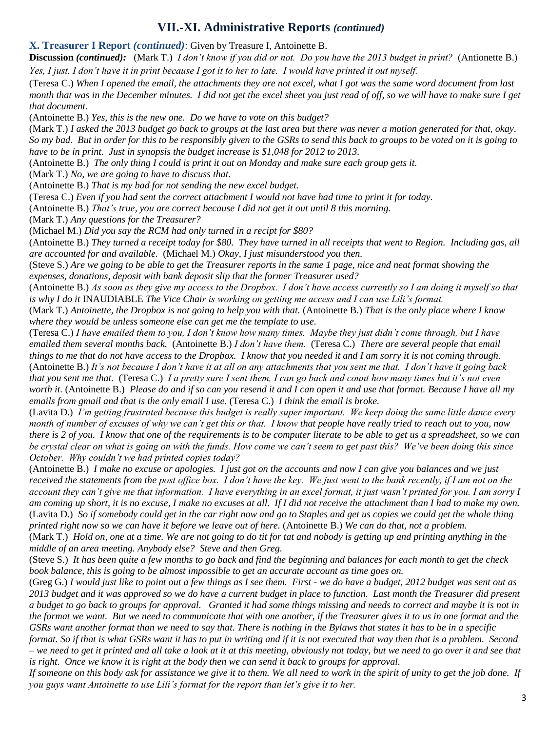# VII.-XI. Administrative Reports *(continued)*

**X. Treasurer I Report *(continued)***: Given by Treasure I, Antoinette B.

**Discussion *(continued):*** (Mark T.) *I don't know if you did or not. Do you have the 2013 budget in print?* (Antionette B.) *Yes, I just. I don't have it in print because I got it to her to late. I would have printed it out myself.*

(Teresa C.) *When I opened the email, the attachments they are not excel, what I got was the same word document from last month that was in the December minutes. I did not get the excel sheet you just read of off, so we will have to make sure I get that document.*

(Antoinette B.) *Yes, this is the new one. Do we have to vote on this budget?*

(Mark T.) *I asked the 2013 budget go back to groups at the last area but there was never a motion generated for that, okay. So my bad. But in order for this to be responsibly given to the GSRs to send this back to groups to be voted on it is going to have to be in print. Just in synopsis the budget increase is $1,048 for 2012 to 2013.*

(Antoinette B.) *The only thing I could is print it out on Monday and make sure each group gets it.*

(Mark T.) *No, we are going to have to discuss that.*

(Antoinette B.) *That is my bad for not sending the new excel budget.*

(Teresa C.) *Even if you had sent the correct attachment I would not have had time to print it for today.*

(Antoinette B.) *That's true, you are correct because I did not get it out until 8 this morning.*

(Mark T.) *Any questions for the Treasurer?*

(Michael M.) *Did you say the RCM had only turned in a recipt for $80?*

(Antoinette B.) *They turned a receipt today for $80. They have turned in all receipts that went to Region. Including gas, all are accounted for and available.* (Michael M.) *Okay, I just misunderstood you then.*

(Steve S.) *Are we going to be able to get the Treasurer reports in the same 1 page, nice and neat format showing the expenses, donations, deposit with bank deposit slip that the former Treasurer used?*

(Antoinette B.) *As soon as they give my access to the Dropbox. I don't have access currently so I am doing it myself so that is why I do it* INAUDIABLE *The Vice Chair is working on getting me access and I can use Lili's format.*

(Mark T.) *Antoinette, the Dropbox is not going to help you with that.* (Antoinette B.) *That is the only place where I know where they would be unless someone else can get me the template to use.*

(Teresa C.) *I have emailed them to you, I don't know how many times. Maybe they just didn't come through, but I have emailed them several months back.* (Antoinette B.) *I don't have them.* (Teresa C.) *There are several people that email things to me that do not have access to the Dropbox. I know that you needed it and I am sorry it is not coming through.* (Antoinette B.) *It's not because I don't have it at all on any attachments that you sent me that. I don't have it going back that you sent me that.* (Teresa C.) *I a pretty sure I sent them, I can go back and count how many times but it's not even worth it.* (Antoinette B.) *Please do and if so can you resend it and I can open it and use that format. Because I have all my emails from gmail and that is the only email I use.* (Teresa C.) *I think the email is broke.*

(Lavita D.) *I'm getting frustrated because this budget is really super important. We keep doing the same little dance every month of number of excuses of why we can't get this or that. I know that people have really tried to reach out to you, now there is 2 of you. I know that one of the requirements is to be computer literate to be able to get us a spreadsheet, so we can be crystal clear on what is going on with the funds. How come we can't seem to get past this? We've been doing this since October. Why couldn't we had printed copies today?*

(Antoinette B.) *I make no excuse or apologies. I just got on the accounts and now I can give you balances and we just received the statements from the post office box. I don't have the key. We just went to the bank recently, if I am not on the account they can't give me that information. I have everything in an excel format, it just wasn't printed for you. I am sorry I am coming up short, it is no excuse, I make no excuses at all. If I did not receive the attachment than I had to make my own.* (Lavita D.) *So if somebody could get in the car right now and go to Staples and get us copies we could get the whole thing printed right now so we can have it before we leave out of here.* (Antoinette B.) *We can do that, not a problem.*

(Mark T.) *Hold on, one at a time. We are not going to do tit for tat and nobody is getting up and printing anything in the middle of an area meeting. Anybody else? Steve and then Greg.*

(Steve S.) *It has been quite a few months to go back and find the beginning and balances for each month to get the check book balance, this is going to be almost impossible to get an accurate account as time goes on.*

(Greg G.) *I would just like to point out a few things as I see them. First - we do have a budget, 2012 budget was sent out as 2013 budget and it was approved so we do have a current budget in place to function. Last month the Treasurer did present a budget to go back to groups for approval. Granted it had some things missing and needs to correct and maybe it is not in the format we want. But we need to communicate that with one another, if the Treasurer gives it to us in one format and the GSRs want another format than we need to say that. There is nothing in the Bylaws that states it has to be in a specific format. So if that is what GSRs want it has to put in writing and if it is not executed that way then that is a problem. Second – we need to get it printed and all take a look at it at this meeting, obviously not today, but we need to go over it and see that is right. Once we know it is right at the body then we can send it back to groups for approval.*

*If someone on this body ask for assistance we give it to them. We all need to work in the spirit of unity to get the job done. If you guys want Antoinette to use Lili's format for the report than let's give it to her.*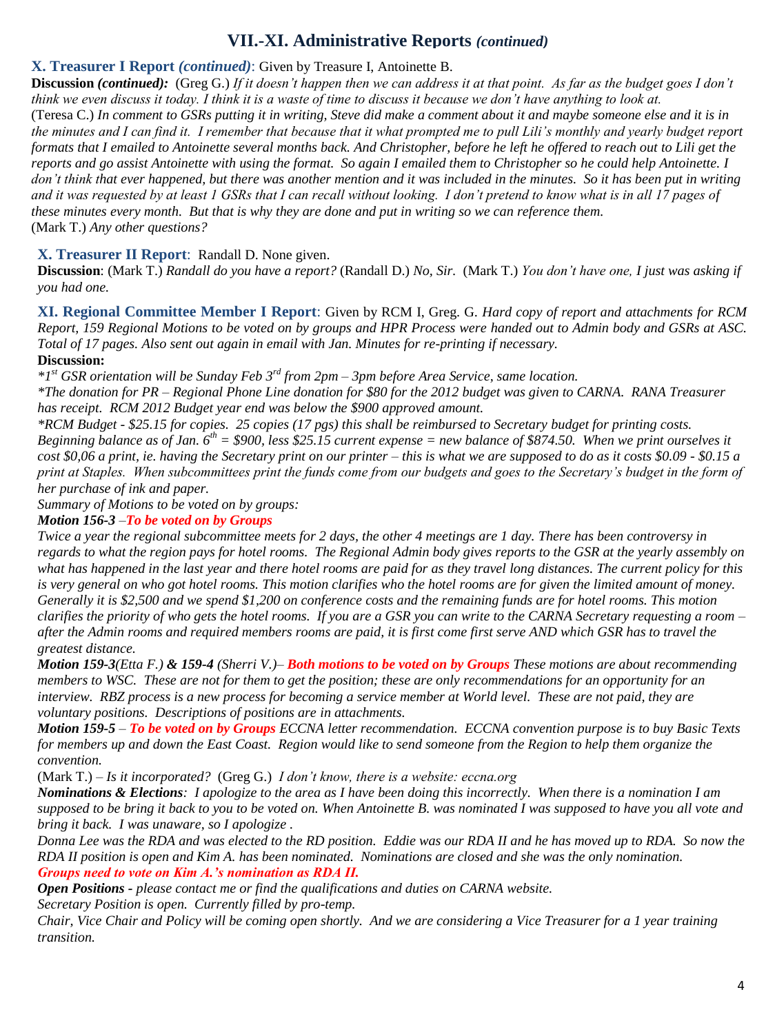## VII.-XI. Administrative Reports *(continued)*

**X. Treasurer I Report *(continued)***: Given by Treasure I, Antoinette B.

**Discussion *(continued):*** (Greg G.) *If it doesn't happen then we can address it at that point. As far as the budget goes I don't think we even discuss it today. I think it is a waste of time to discuss it because we don't have anything to look at.*
(Teresa C.) *In comment to GSRs putting it in writing, Steve did make a comment about it and maybe someone else and it is in the minutes and I can find it. I remember that because that it what prompted me to pull Lili's monthly and yearly budget report formats that I emailed to Antoinette several months back. And Christopher, before he left he offered to reach out to Lili get the reports and go assist Antoinette with using the format. So again I emailed them to Christopher so he could help Antoinette. I don't think that ever happened, but there was another mention and it was included in the minutes. So it has been put in writing and it was requested by at least 1 GSRs that I can recall without looking. I don't pretend to know what is in all 17 pages of these minutes every month. But that is why they are done and put in writing so we can reference them.*
(Mark T.) *Any other questions?*

**X. Treasurer II Report**: Randall D. None given.

**Discussion**: (Mark T.) *Randall do you have a report?* (Randall D.) *No, Sir.* (Mark T.) *You don't have one, I just was asking if you had one.*

**XI. Regional Committee Member I Report**: Given by RCM I, Greg. G. *Hard copy of report and attachments for RCM Report, 159 Regional Motions to be voted on by groups and HPR Process were handed out to Admin body and GSRs at ASC. Total of 17 pages. Also sent out again in email with Jan. Minutes for re-printing if necessary.*

**Discussion:**

*\*1st GSR orientation will be Sunday Feb 3rd from 2pm – 3pm before Area Service, same location.*

*\*The donation for PR – Regional Phone Line donation for $80 for the 2012 budget was given to CARNA. RANA Treasurer has receipt. RCM 2012 Budget year end was below the $900 approved amount.*

*\*RCM Budget - $25.15 for copies. 25 copies (17 pgs) this shall be reimbursed to Secretary budget for printing costs. Beginning balance as of Jan. 6th = $900, less $25.15 current expense = new balance of $874.50. When we print ourselves it cost $0,06 a print, ie. having the Secretary print on our printer – this is what we are supposed to do as it costs $0.09 - $0.15 a print at Staples. When subcommittees print the funds come from our budgets and goes to the Secretary's budget in the form of her purchase of ink and paper.*

*Summary of Motions to be voted on by groups:*

***Motion 156-3** –**To be voted on by Groups***

*Twice a year the regional subcommittee meets for 2 days, the other 4 meetings are 1 day. There has been controversy in regards to what the region pays for hotel rooms. The Regional Admin body gives reports to the GSR at the yearly assembly on what has happened in the last year and there hotel rooms are paid for as they travel long distances. The current policy for this is very general on who got hotel rooms. This motion clarifies who the hotel rooms are for given the limited amount of money. Generally it is $2,500 and we spend $1,200 on conference costs and the remaining funds are for hotel rooms. This motion clarifies the priority of who gets the hotel rooms. If you are a GSR you can write to the CARNA Secretary requesting a room – after the Admin rooms and required members rooms are paid, it is first come first serve AND which GSR has to travel the greatest distance.*

***Motion 159-3**(Etta F.) **& 159-4** (Sherri V.)– **Both motions to be voted on by Groups** These motions are about recommending members to WSC. These are not for them to get the position; these are only recommendations for an opportunity for an interview. RBZ process is a new process for becoming a service member at World level. These are not paid, they are voluntary positions. Descriptions of positions are in attachments.*

***Motion 159-5** – **To be voted on by Groups** ECCNA letter recommendation. ECCNA convention purpose is to buy Basic Texts for members up and down the East Coast. Region would like to send someone from the Region to help them organize the convention.*

(Mark T.) – *Is it incorporated?* (Greg G.) *I don't know, there is a website: eccna.org*

***Nominations & Elections**: I apologize to the area as I have been doing this incorrectly. When there is a nomination I am supposed to be bring it back to you to be voted on. When Antoinette B. was nominated I was supposed to have you all vote and bring it back. I was unaware, so I apologize .*

*Donna Lee was the RDA and was elected to the RD position. Eddie was our RDA II and he has moved up to RDA. So now the RDA II position is open and Kim A. has been nominated. Nominations are closed and she was the only nomination.*

***Groups need to vote on Kim A.'s nomination as RDA II.***

***Open Positions** - please contact me or find the qualifications and duties on CARNA website.*

*Secretary Position is open. Currently filled by pro-temp.*

*Chair, Vice Chair and Policy will be coming open shortly. And we are considering a Vice Treasurer for a 1 year training transition.*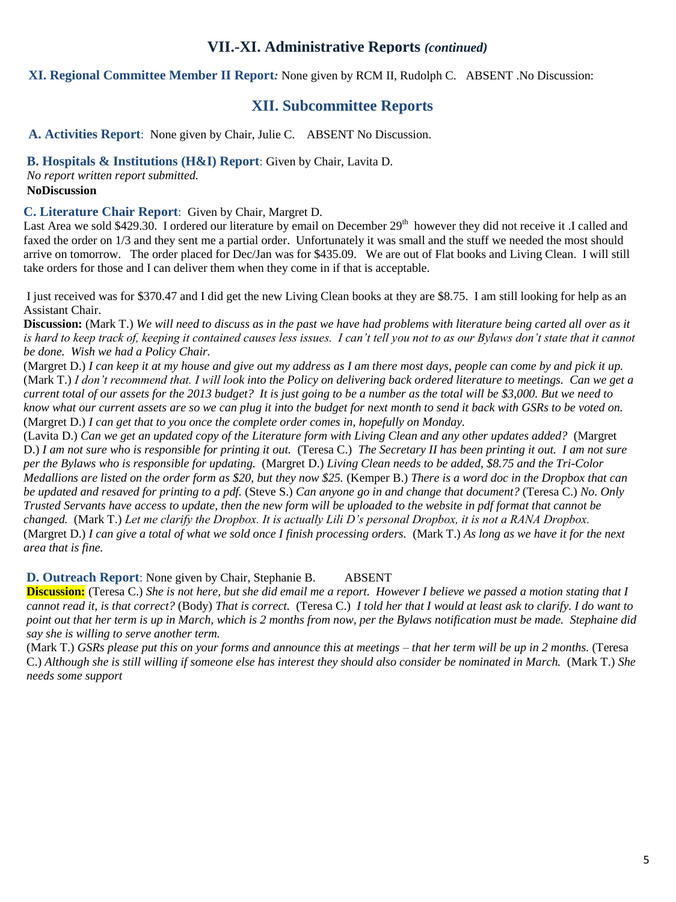## VII.-XI. Administrative Reports *(continued)*

**XI. Regional Committee Member II Report***:* None given by RCM II, Rudolph C. ABSENT .No Discussion:

## XII. Subcommittee Reports

**A. Activities Report**: None given by Chair, Julie C. ABSENT No Discussion.

**B. Hospitals & Institutions (H&I) Report**: Given by Chair, Lavita D.
*No report written report submitted.*
**NoDiscussion**

**C. Literature Chair Report**: Given by Chair, Margret D.
Last Area we sold $429.30. I ordered our literature by email on December 29th however they did not receive it .I called and faxed the order on 1/3 and they sent me a partial order. Unfortunately it was small and the stuff we needed the most should arrive on tomorrow. The order placed for Dec/Jan was for $435.09. We are out of Flat books and Living Clean. I will still take orders for those and I can deliver them when they come in if that is acceptable.

I just received was for $370.47 and I did get the new Living Clean books at they are $8.75. I am still looking for help as an Assistant Chair.

**Discussion:** (Mark T.) *We will need to discuss as in the past we have had problems with literature being carted all over as it is hard to keep track of, keeping it contained causes less issues. I can't tell you not to as our Bylaws don't state that it cannot be done. Wish we had a Policy Chair.*

(Margret D.) *I can keep it at my house and give out my address as I am there most days, people can come by and pick it up.* (Mark T.) *I don't recommend that. I will look into the Policy on delivering back ordered literature to meetings. Can we get a current total of our assets for the 2013 budget? It is just going to be a number as the total will be $3,000. But we need to know what our current assets are so we can plug it into the budget for next month to send it back with GSRs to be voted on.* (Margret D.) *I can get that to you once the complete order comes in, hopefully on Monday.*

(Lavita D.) *Can we get an updated copy of the Literature form with Living Clean and any other updates added?* (Margret D.) *I am not sure who is responsible for printing it out.* (Teresa C.) *The Secretary II has been printing it out. I am not sure per the Bylaws who is responsible for updating.* (Margret D.) *Living Clean needs to be added, $8.75 and the Tri-Color Medallions are listed on the order form as $20, but they now $25.* (Kemper B.) *There is a word doc in the Dropbox that can be updated and resaved for printing to a pdf.* (Steve S.) *Can anyone go in and change that document?* (Teresa C.) *No. Only Trusted Servants have access to update, then the new form will be uploaded to the website in pdf format that cannot be changed.* (Mark T.) *Let me clarify the Dropbox. It is actually Lili D's personal Dropbox, it is not a RANA Dropbox.* (Margret D.) *I can give a total of what we sold once I finish processing orders.* (Mark T.) *As long as we have it for the next area that is fine.*

**D. Outreach Report**: None given by Chair, Stephanie B. ABSENT

**Discussion:** (Teresa C.) *She is not here, but she did email me a report. However I believe we passed a motion stating that I cannot read it, is that correct?* (Body) *That is correct.* (Teresa C.) *I told her that I would at least ask to clarify. I do want to point out that her term is up in March, which is 2 months from now, per the Bylaws notification must be made. Stephaine did say she is willing to serve another term.*

(Mark T.) *GSRs please put this on your forms and announce this at meetings – that her term will be up in 2 months.* (Teresa C.) *Although she is still willing if someone else has interest they should also consider be nominated in March.* (Mark T.) *She needs some support*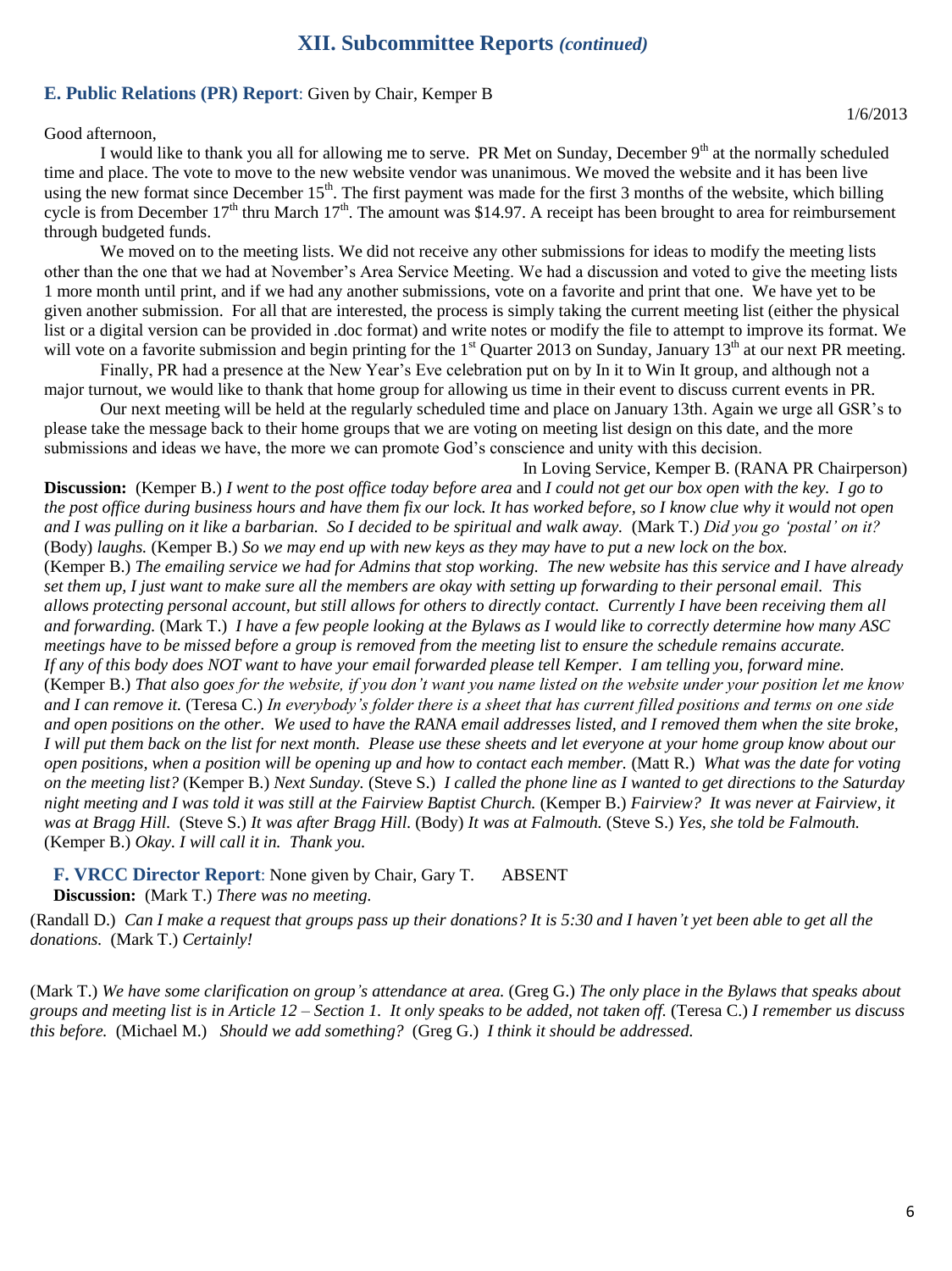## XII. Subcommittee Reports *(continued)*

### E. Public Relations (PR) Report: Given by Chair, Kemper B

1/6/2013

Good afternoon,

I would like to thank you all for allowing me to serve. PR Met on Sunday, December 9th at the normally scheduled time and place. The vote to move to the new website vendor was unanimous. We moved the website and it has been live using the new format since December 15th. The first payment was made for the first 3 months of the website, which billing cycle is from December 17th thru March 17th. The amount was $14.97. A receipt has been brought to area for reimbursement through budgeted funds.

We moved on to the meeting lists. We did not receive any other submissions for ideas to modify the meeting lists other than the one that we had at November's Area Service Meeting. We had a discussion and voted to give the meeting lists 1 more month until print, and if we had any another submissions, vote on a favorite and print that one. We have yet to be given another submission. For all that are interested, the process is simply taking the current meeting list (either the physical list or a digital version can be provided in .doc format) and write notes or modify the file to attempt to improve its format. We will vote on a favorite submission and begin printing for the 1st Quarter 2013 on Sunday, January 13th at our next PR meeting.

Finally, PR had a presence at the New Year's Eve celebration put on by In it to Win It group, and although not a major turnout, we would like to thank that home group for allowing us time in their event to discuss current events in PR.

Our next meeting will be held at the regularly scheduled time and place on January 13th. Again we urge all GSR's to please take the message back to their home groups that we are voting on meeting list design on this date, and the more submissions and ideas we have, the more we can promote God's conscience and unity with this decision.

In Loving Service, Kemper B. (RANA PR Chairperson)

**Discussion:** (Kemper B.) *I went to the post office today before area* and *I could not get our box open with the key. I go to the post office during business hours and have them fix our lock. It has worked before, so I know clue why it would not open and I was pulling on it like a barbarian. So I decided to be spiritual and walk away.* (Mark T.) *Did you go 'postal' on it?* (Body) *laughs.* (Kemper B.) *So we may end up with new keys as they may have to put a new lock on the box.* (Kemper B.) *The emailing service we had for Admins that stop working. The new website has this service and I have already set them up, I just want to make sure all the members are okay with setting up forwarding to their personal email. This allows protecting personal account, but still allows for others to directly contact. Currently I have been receiving them all and forwarding.* (Mark T.) *I have a few people looking at the Bylaws as I would like to correctly determine how many ASC meetings have to be missed before a group is removed from the meeting list to ensure the schedule remains accurate. If any of this body does NOT want to have your email forwarded please tell Kemper. I am telling you, forward mine.* (Kemper B.) *That also goes for the website, if you don't want you name listed on the website under your position let me know and I can remove it.* (Teresa C.) *In everybody's folder there is a sheet that has current filled positions and terms on one side and open positions on the other. We used to have the RANA email addresses listed, and I removed them when the site broke, I will put them back on the list for next month. Please use these sheets and let everyone at your home group know about our open positions, when a position will be opening up and how to contact each member.* (Matt R.) *What was the date for voting on the meeting list?* (Kemper B.) *Next Sunday.* (Steve S.) *I called the phone line as I wanted to get directions to the Saturday night meeting and I was told it was still at the Fairview Baptist Church.* (Kemper B.) *Fairview? It was never at Fairview, it was at Bragg Hill.* (Steve S.) *It was after Bragg Hill.* (Body) *It was at Falmouth.* (Steve S.) *Yes, she told be Falmouth.* (Kemper B.) *Okay. I will call it in. Thank you.*

### F. VRCC Director Report: None given by Chair, Gary T. ABSENT

**Discussion:** (Mark T.) *There was no meeting.*

(Randall D.) *Can I make a request that groups pass up their donations? It is 5:30 and I haven't yet been able to get all the donations.* (Mark T.) *Certainly!*

(Mark T.) *We have some clarification on group's attendance at area.* (Greg G.) *The only place in the Bylaws that speaks about groups and meeting list is in Article 12 – Section 1. It only speaks to be added, not taken off.* (Teresa C.) *I remember us discuss this before.* (Michael M.) *Should we add something?* (Greg G.) *I think it should be addressed.*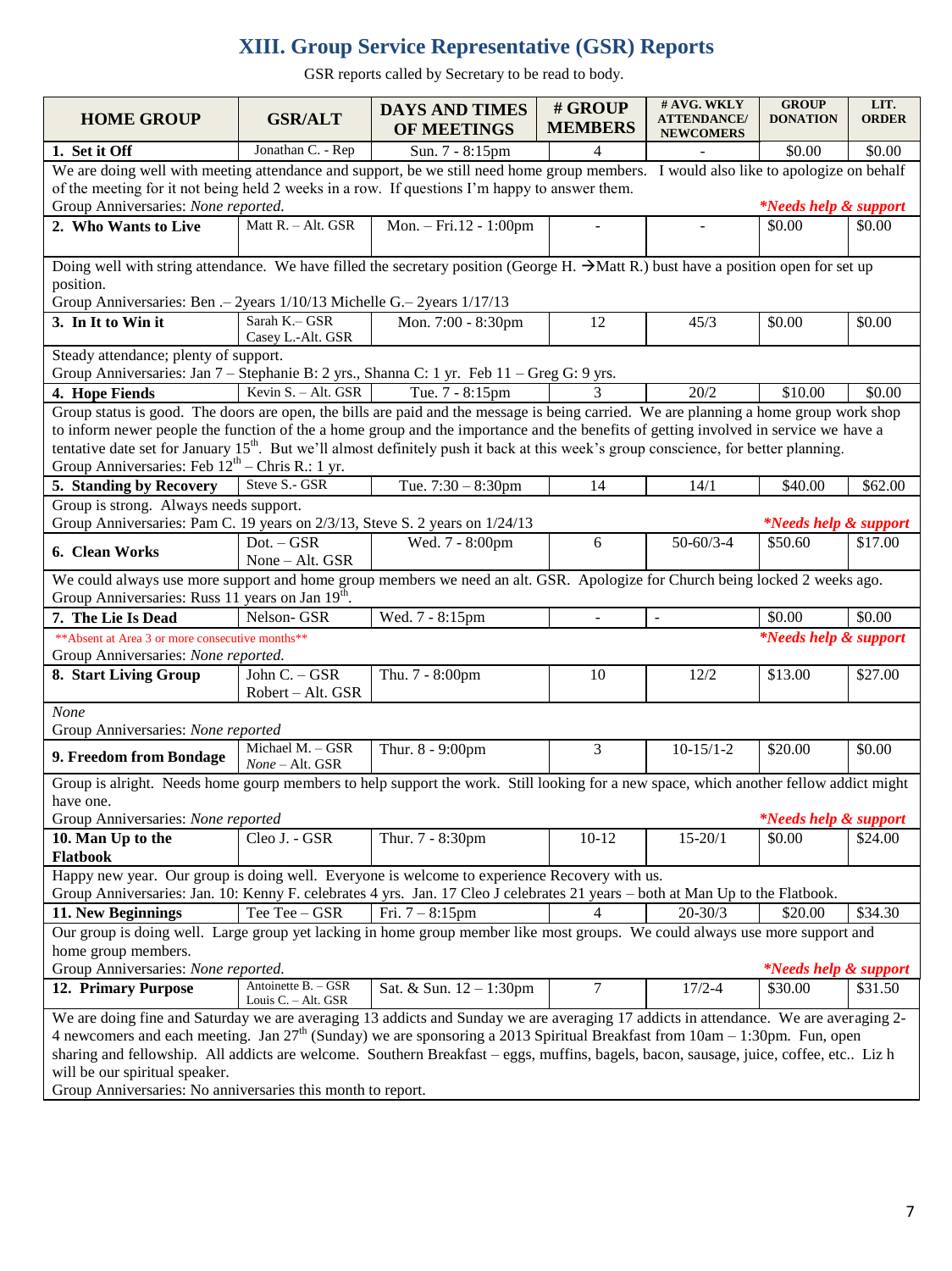## XIII. Group Service Representative (GSR) Reports

GSR reports called by Secretary to be read to body.

| HOME GROUP | GSR/ALT | DAYS AND TIMES OF MEETINGS | # GROUP MEMBERS | # AVG. WKLY ATTENDANCE/ NEWCOMERS | GROUP DONATION | LIT. ORDER |
|---|---|---|---|---|---|---|
| **1. Set it Off** | Jonathan C. - Rep | Sun. 7 - 8:15pm | 4 | - | $0.00 | $0.00 |
| We are doing well with meeting attendance and support, be we still need home group members. I would also like to apologize on behalf of the meeting for it not being held 2 weeks in a row. If questions I'm happy to answer them. Group Anniversaries: *None reported.* ***\*Needs help & support*** | | | | | | |
| **2. Who Wants to Live** | Matt R. – Alt. GSR | Mon. – Fri.12 - 1:00pm | - | - | $0.00 | $0.00 |
| Doing well with string attendance. We have filled the secretary position (George H. →Matt R.) bust have a position open for set up position. Group Anniversaries: Ben .– 2years 1/10/13 Michelle G.– 2years 1/17/13 | | | | | | |
| **3. In It to Win it** | Sarah K.– GSR Casey L.-Alt. GSR | Mon. 7:00 - 8:30pm | 12 | 45/3 | $0.00 | $0.00 |
| Steady attendance; plenty of support. Group Anniversaries: Jan 7 – Stephanie B: 2 yrs., Shanna C: 1 yr. Feb 11 – Greg G: 9 yrs. | | | | | | |
| **4. Hope Fiends** | Kevin S. – Alt. GSR | Tue. 7 - 8:15pm | 3 | 20/2 | $10.00 | $0.00 |
| Group status is good. The doors are open, the bills are paid and the message is being carried. We are planning a home group work shop to inform newer people the function of a home group and the importance and the benefits of getting involved in service we have a tentative date set for January 15th. But we'll almost definitely push it back at this week's group conscience, for better planning. Group Anniversaries: Feb 12th – Chris R.: 1 yr. | | | | | | |
| **5. Standing by Recovery** | Steve S.- GSR | Tue. 7:30 – 8:30pm | 14 | 14/1 | $40.00 | $62.00 |
| Group is strong. Always needs support. Group Anniversaries: Pam C. 19 years on 2/3/13, Steve S. 2 years on 1/24/13 ***\*Needs help & support*** | | | | | | |
| **6. Clean Works** | Dot. – GSR None – Alt. GSR | Wed. 7 - 8:00pm | 6 | 50-60/3-4 | $50.60 | $17.00 |
| We could always use more support and home group members we need an alt. GSR. Apologize for Church being locked 2 weeks ago. Group Anniversaries: Russ 11 years on Jan 19th. | | | | | | |
| **7. The Lie Is Dead** | Nelson- GSR | Wed. 7 - 8:15pm | - | - | $0.00 | $0.00 |
| \*\*Absent at Area 3 or more consecutive months\*\* ***\*Needs help & support*** Group Anniversaries: *None reported.* | | | | | | |
| **8. Start Living Group** | John C. – GSR Robert – Alt. GSR | Thu. 7 - 8:00pm | 10 | 12/2 | $13.00 | $27.00 |
| *None* Group Anniversaries: *None reported* | | | | | | |
| **9. Freedom from Bondage** | Michael M. – GSR *None* – Alt. GSR | Thur. 8 - 9:00pm | 3 | 10-15/1-2 | $20.00 | $0.00 |
| Group is alright. Needs home gourp members to help support the work. Still looking for a new space, which another fellow addict might have one. Group Anniversaries: *None reported* ***\*Needs help & support*** | | | | | | |
| **10. Man Up to the Flatbook** | Cleo J. - GSR | Thur. 7 - 8:30pm | 10-12 | 15-20/1 | $0.00 | $24.00 |
| Happy new year. Our group is doing well. Everyone is welcome to experience Recovery with us. Group Anniversaries: Jan. 10: Kenny F. celebrates 4 yrs. Jan. 17 Cleo J celebrates 21 years – both at Man Up to the Flatbook. | | | | | | |
| **11. New Beginnings** | Tee Tee – GSR | Fri. 7 – 8:15pm | 4 | 20-30/3 | $20.00 | $34.30 |
| Our group is doing well. Large group yet lacking in home group member like most groups. We could always use more support and home group members. Group Anniversaries: *None reported.* ***\*Needs help & support*** | | | | | | |
| **12. Primary Purpose** | Antoinette B. – GSR Louis C. – Alt. GSR | Sat. & Sun. 12 – 1:30pm | 7 | 17/2-4 | $30.00 | $31.50 |
| We are doing fine and Saturday we are averaging 13 addicts and Sunday we are averaging 17 addicts in attendance. We are averaging 2-4 newcomers and each meeting. Jan 27th (Sunday) we are sponsoring a 2013 Spiritual Breakfast from 10am – 1:30pm. Fun, open sharing and fellowship. All addicts are welcome. Southern Breakfast – eggs, muffins, bagels, bacon, sausage, juice, coffee, etc.. Liz h will be our spiritual speaker. Group Anniversaries: No anniversaries this month to report. | | | | | | |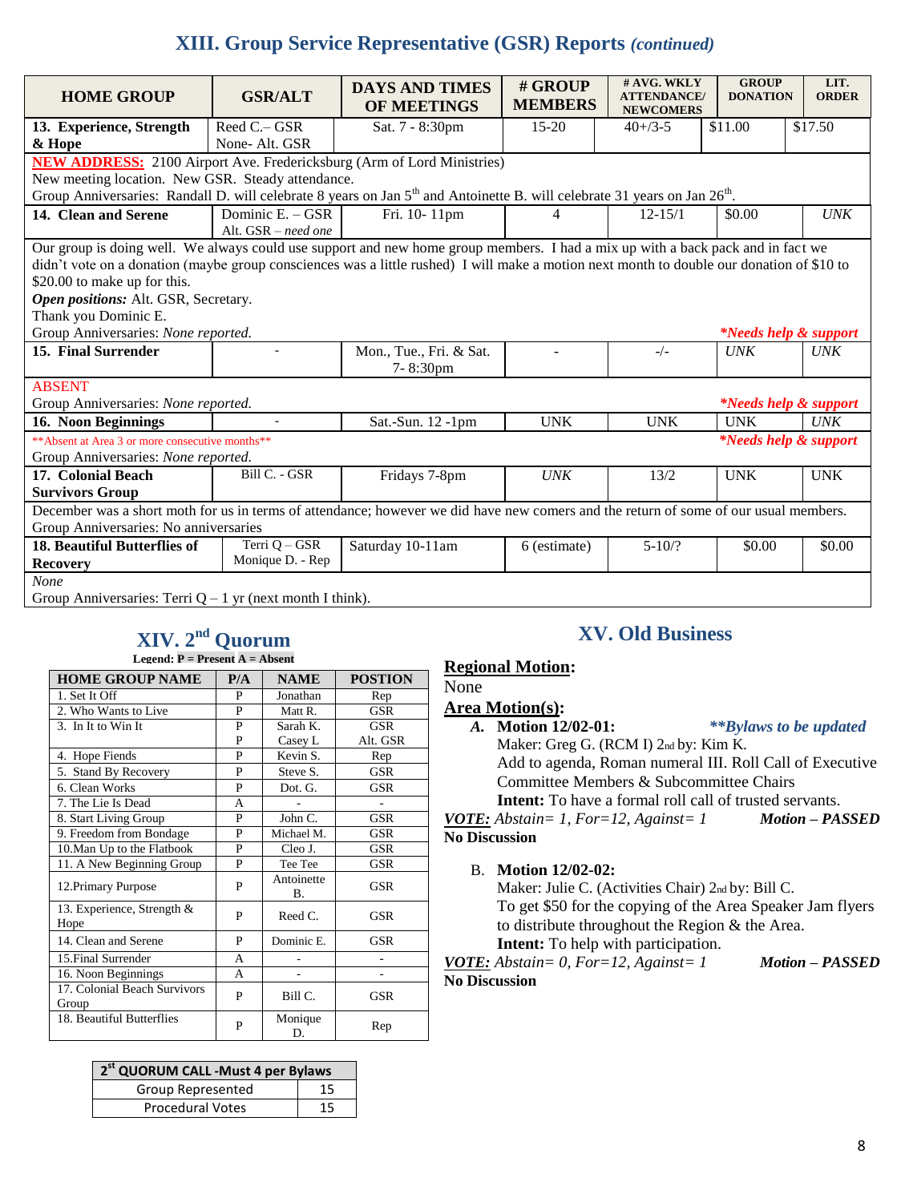## XIII. Group Service Representative (GSR) Reports *(continued)*

| HOME GROUP | GSR/ALT | DAYS AND TIMES OF MEETINGS | # GROUP MEMBERS | # AVG. WKLY ATTENDANCE/ NEWCOMERS | GROUP DONATION | LIT. ORDER |
|---|---|---|---|---|---|---|
| **13. Experience, Strength & Hope** | Reed C.– GSR<br>None- Alt. GSR | Sat. 7 - 8:30pm | 15-20 | 40+/3-5 | $11.00 | $17.50 |
| **NEW ADDRESS:** 2100 Airport Ave. Fredericksburg (Arm of Lord Ministries)<br>New meeting location. New GSR. Steady attendance.<br>Group Anniversaries: Randall D. will celebrate 8 years on Jan 5th and Antoinette B. will celebrate 31 years on Jan 26th. | | | | | | |
| **14. Clean and Serene** | Dominic E. – GSR<br>Alt. GSR – *need one* | Fri. 10- 11pm | 4 | 12-15/1 | $0.00 | *UNK* |
| Our group is doing well. We always could use support and new home group members. I had a mix up with a back pack and in fact we didn't vote on a donation (maybe group consciences was a little rushed) I will make a motion next month to double our donation of $10 to $20.00 to make up for this.<br>***Open positions:*** Alt. GSR, Secretary.<br>Thank you Dominic E.<br>Group Anniversaries: *None reported.* *\*Needs help & support* | | | | | | |
| **15. Final Surrender** | - | Mon., Tue., Fri. & Sat. 7- 8:30pm | - | -/- | *UNK* | *UNK* |
| ABSENT<br>Group Anniversaries: *None reported.* *\*Needs help & support* | | | | | | |
| **16. Noon Beginnings** | - | Sat.-Sun. 12 -1pm | UNK | UNK | UNK | *UNK* |
| \*\*Absent at Area 3 or more consecutive months\*\* *\*Needs help & support*<br>Group Anniversaries: *None reported.* | | | | | | |
| **17. Colonial Beach Survivors Group** | Bill C. - GSR | Fridays 7-8pm | *UNK* | 13/2 | UNK | UNK |
| December was a short moth for us in terms of attendance; however we did have new comers and the return of some of our usual members.<br>Group Anniversaries: No anniversaries | | | | | | |
| **18. Beautiful Butterflies of Recovery** | Terri Q – GSR<br>Monique D. - Rep | Saturday 10-11am | 6 (estimate) | 5-10/? | $0.00 | $0.00 |
| *None*<br>Group Anniversaries: Terri Q – 1 yr (next month I think). | | | | | | |

## XIV. 2nd Quorum

**Legend: P = Present A = Absent**

| HOME GROUP NAME | P/A | NAME | POSTION |
|---|---|---|---|
| 1. Set It Off | P | Jonathan | Rep |
| 2. Who Wants to Live | P | Matt R. | GSR |
| 3. In It to Win It | P | Sarah K. | GSR |
| | P | Casey L | Alt. GSR |
| 4. Hope Fiends | P | Kevin S. | Rep |
| 5. Stand By Recovery | P | Steve S. | GSR |
| 6. Clean Works | P | Dot. G. | GSR |
| 7. The Lie Is Dead | A | - | - |
| 8. Start Living Group | P | John C. | GSR |
| 9. Freedom from Bondage | P | Michael M. | GSR |
| 10.Man Up to the Flatbook | P | Cleo J. | GSR |
| 11. A New Beginning Group | P | Tee Tee | GSR |
| 12.Primary Purpose | P | Antoinette B. | GSR |
| 13. Experience, Strength & Hope | P | Reed C. | GSR |
| 14. Clean and Serene | P | Dominic E. | GSR |
| 15.Final Surrender | A | - | - |
| 16. Noon Beginnings | A | - | - |
| 17. Colonial Beach Survivors Group | P | Bill C. | GSR |
| 18. Beautiful Butterflies | P | Monique D. | Rep |

| 2st QUORUM CALL -Must 4 per Bylaws | |
|---|---|
| Group Represented | 15 |
| Procedural Votes | 15 |

## XV. Old Business

**Regional Motion:**

None

**Area Motion(s):**

***A.*** **Motion 12/02-01:** ***\*\*Bylaws to be updated***

Maker: Greg G. (RCM I) 2nd by: Kim K.

Add to agenda, Roman numeral III. Roll Call of Executive Committee Members & Subcommittee Chairs

**Intent:** To have a formal roll call of trusted servants.

***VOTE:*** *Abstain= 1, For=12, Against= 1* ***Motion – PASSED***

**No Discussion**

B. **Motion 12/02-02:**

Maker: Julie C. (Activities Chair) 2nd by: Bill C.

To get $50 for the copying of the Area Speaker Jam flyers to distribute throughout the Region & the Area.

**Intent:** To help with participation.

***VOTE:*** *Abstain= 0, For=12, Against= 1* ***Motion – PASSED***

**No Discussion**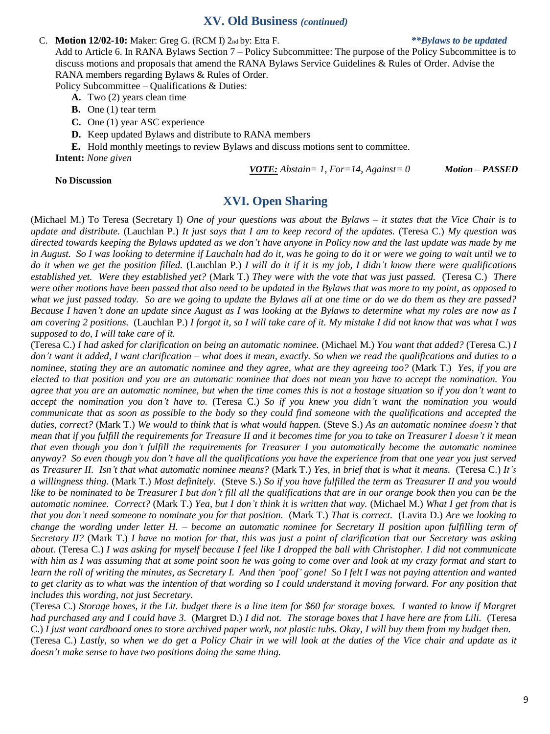## XV. Old Business *(continued)*

C. **Motion 12/02-10:** Maker: Greg G. (RCM I) 2nd by: Etta F. ***\*\*Bylaws to be updated***

Add to Article 6. In RANA Bylaws Section 7 – Policy Subcommittee: The purpose of the Policy Subcommittee is to discuss motions and proposals that amend the RANA Bylaws Service Guidelines & Rules of Order. Advise the RANA members regarding Bylaws & Rules of Order.

Policy Subcommittee – Qualifications & Duties:

- **A.** Two (2) years clean time
- **B.** One (1) tear term
- **C.** One (1) year ASC experience
- **D.** Keep updated Bylaws and distribute to RANA members
- **E.** Hold monthly meetings to review Bylaws and discuss motions sent to committee.

**Intent:** *None given*

***VOTE:*** *Abstain= 1, For=14, Against= 0* ***Motion – PASSED***

**No Discussion**

## XVI. Open Sharing

(Michael M.) To Teresa (Secretary I) *One of your questions was about the Bylaws – it states that the Vice Chair is to update and distribute.* (Lauchlan P.) *It just says that I am to keep record of the updates.* (Teresa C.) *My question was directed towards keeping the Bylaws updated as we don't have anyone in Policy now and the last update was made by me in August. So I was looking to determine if Lauchaln had do it, was he going to do it or were we going to wait until we to do it when we get the position filled.* (Lauchlan P.) *I will do it if it is my job, I didn't know there were qualifications established yet. Were they established yet?* (Mark T.) *They were with the vote that was just passed.* (Teresa C.) *There were other motions have been passed that also need to be updated in the Bylaws that was more to my point, as opposed to what we just passed today. So are we going to update the Bylaws all at one time or do we do them as they are passed? Because I haven't done an update since August as I was looking at the Bylaws to determine what my roles are now as I am covering 2 positions.* (Lauchlan P.) *I forgot it, so I will take care of it. My mistake I did not know that was what I was supposed to do, I will take care of it.*

(Teresa C.) *I had asked for clarification on being an automatic nominee.* (Michael M.) *You want that added?* (Teresa C.) *I don't want it added, I want clarification – what does it mean, exactly. So when we read the qualifications and duties to a nominee, stating they are an automatic nominee and they agree, what are they agreeing too?* (Mark T.) *Yes, if you are elected to that position and you are an automatic nominee that does not mean you have to accept the nomination. You agree that you are an automatic nominee, but when the time comes this is not a hostage situation so if you don't want to accept the nomination you don't have to.* (Teresa C.) *So if you knew you didn't want the nomination you would communicate that as soon as possible to the body so they could find someone with the qualifications and accepted the duties, correct?* (Mark T.) *We would to think that is what would happen.* (Steve S.) *As an automatic nominee doesn't that mean that if you fulfill the requirements for Treasure II and it becomes time for you to take on Treasurer I doesn't it mean that even though you don't fulfill the requirements for Treasurer I you automatically become the automatic nominee anyway? So even though you don't have all the qualifications you have the experience from that one year you just served as Treasurer II. Isn't that what automatic nominee means?* (Mark T.) *Yes, in brief that is what it means.* (Teresa C.) *It's a willingness thing.* (Mark T.) *Most definitely.* (Steve S.) *So if you have fulfilled the term as Treasurer II and you would like to be nominated to be Treasurer I but don't fill all the qualifications that are in our orange book then you can be the automatic nominee. Correct?* (Mark T.) *Yea, but I don't think it is written that way.* (Michael M.) *What I get from that is that you don't need someone to nominate you for that position.* (Mark T.) *That is correct.* (Lavita D.) *Are we looking to change the wording under letter H. – become an automatic nominee for Secretary II position upon fulfilling term of Secretary II?* (Mark T.) *I have no motion for that, this was just a point of clarification that our Secretary was asking about.* (Teresa C.) *I was asking for myself because I feel like I dropped the ball with Christopher. I did not communicate with him as I was assuming that at some point soon he was going to come over and look at my crazy format and start to learn the roll of writing the minutes, as Secretary I. And then 'poof' gone! So I felt I was not paying attention and wanted to get clarity as to what was the intention of that wording so I could understand it moving forward. For any position that includes this wording, not just Secretary.*

(Teresa C.) *Storage boxes, it the Lit. budget there is a line item for $60 for storage boxes. I wanted to know if Margret had purchased any and I could have 3.* (Margret D.) *I did not. The storage boxes that I have here are from Lili.* (Teresa C.) *I just want cardboard ones to store archived paper work, not plastic tubs. Okay, I will buy them from my budget then.*

(Teresa C.) *Lastly, so when we do get a Policy Chair in we will look at the duties of the Vice chair and update as it doesn't make sense to have two positions doing the same thing.*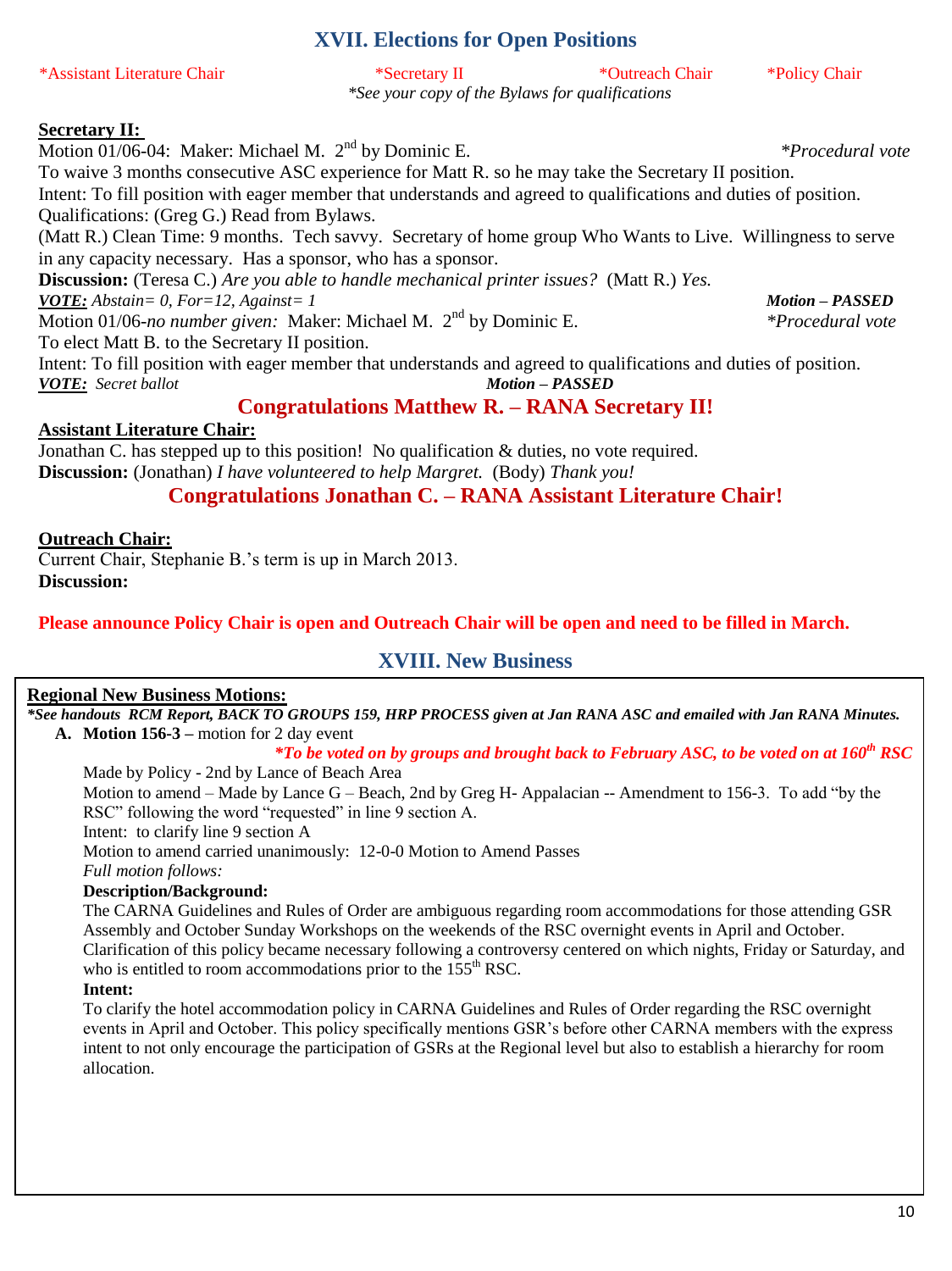## XVII. Elections for Open Positions

*Assistant Literature Chair *Secretary II *Outreach Chair *Policy Chair

*See your copy of the Bylaws for qualifications*

**Secretary II:**

Motion 01/06-04: Maker: Michael M. 2nd by Dominic E. *\*Procedural vote*

To waive 3 months consecutive ASC experience for Matt R. so he may take the Secretary II position.

Intent: To fill position with eager member that understands and agreed to qualifications and duties of position.

Qualifications: (Greg G.) Read from Bylaws.

(Matt R.) Clean Time: 9 months. Tech savvy. Secretary of home group Who Wants to Live. Willingness to serve in any capacity necessary. Has a sponsor, who has a sponsor.

**Discussion:** (Teresa C.) *Are you able to handle mechanical printer issues?* (Matt R.) *Yes.*

***VOTE:*** *Abstain= 0, For=12, Against= 1* ***Motion – PASSED***

Motion 01/06-*no number given:* Maker: Michael M. 2nd by Dominic E. *\*Procedural vote*

To elect Matt B. to the Secretary II position.

Intent: To fill position with eager member that understands and agreed to qualifications and duties of position.

***VOTE:*** *Secret ballot* ***Motion – PASSED***

**Congratulations Matthew R. – RANA Secretary II!**

**Assistant Literature Chair:**

Jonathan C. has stepped up to this position! No qualification & duties, no vote required.

**Discussion:** (Jonathan) *I have volunteered to help Margret.* (Body) *Thank you!*

**Congratulations Jonathan C. – RANA Assistant Literature Chair!**

**Outreach Chair:**

Current Chair, Stephanie B.'s term is up in March 2013.

**Discussion:**

**Please announce Policy Chair is open and Outreach Chair will be open and need to be filled in March.**

## XVIII. New Business

**Regional New Business Motions:**

***See handouts RCM Report, BACK TO GROUPS 159, HRP PROCESS given at Jan RANA ASC and emailed with Jan RANA Minutes.***

**A. Motion 156-3 –** motion for 2 day event

***\*To be voted on by groups and brought back to February ASC, to be voted on at 160th RSC***

Made by Policy - 2nd by Lance of Beach Area

Motion to amend – Made by Lance G – Beach, 2nd by Greg H- Appalacian -- Amendment to 156-3. To add "by the RSC" following the word "requested" in line 9 section A.

Intent: to clarify line 9 section A

Motion to amend carried unanimously: 12-0-0 Motion to Amend Passes

*Full motion follows:*

**Description/Background:**

The CARNA Guidelines and Rules of Order are ambiguous regarding room accommodations for those attending GSR Assembly and October Sunday Workshops on the weekends of the RSC overnight events in April and October. Clarification of this policy became necessary following a controversy centered on which nights, Friday or Saturday, and who is entitled to room accommodations prior to the 155th RSC.

**Intent:**

To clarify the hotel accommodation policy in CARNA Guidelines and Rules of Order regarding the RSC overnight events in April and October. This policy specifically mentions GSR's before other CARNA members with the express intent to not only encourage the participation of GSRs at the Regional level but also to establish a hierarchy for room allocation.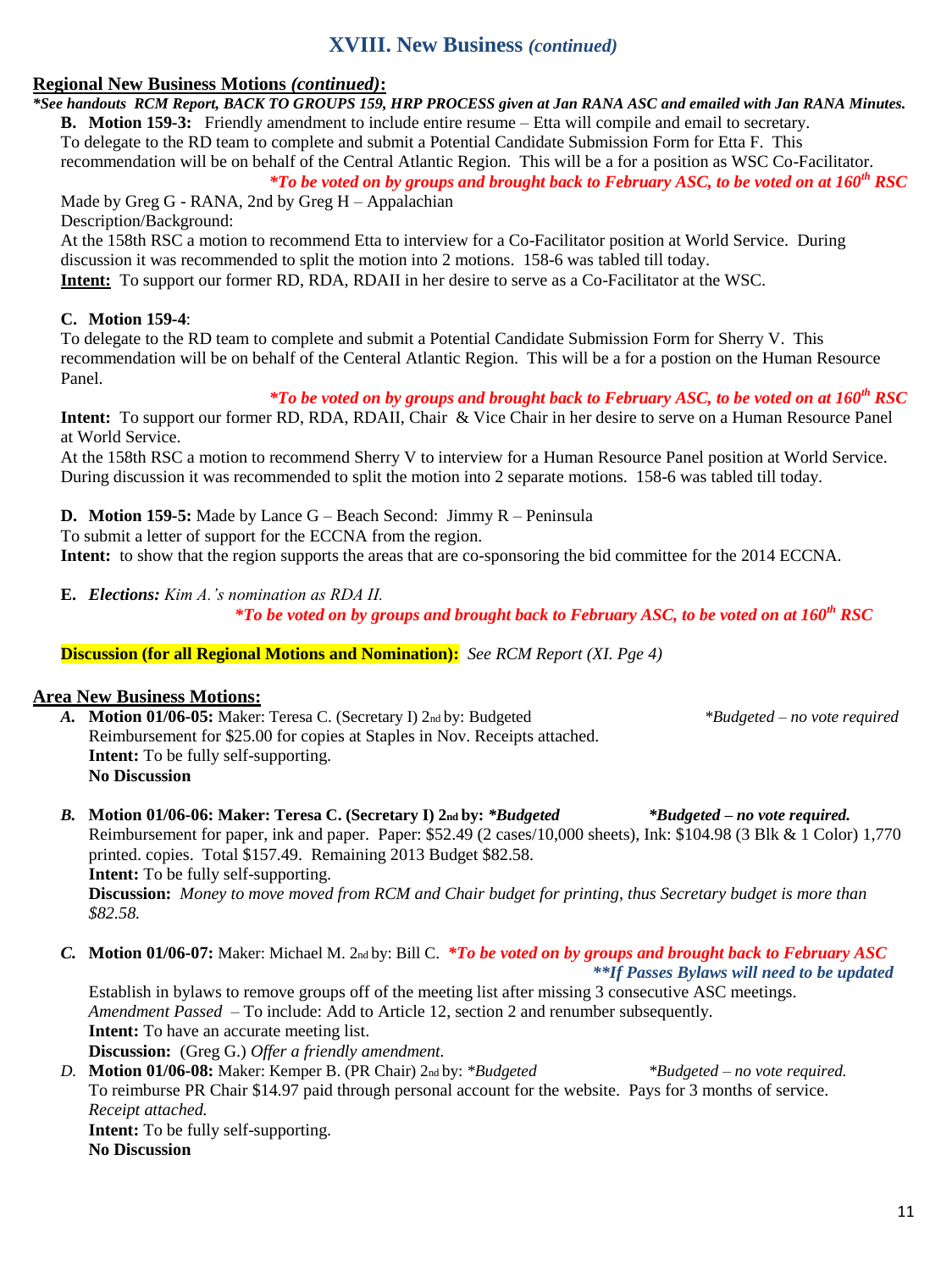## XVIII. New Business *(continued)*

**Regional New Business Motions *(continued)*:**

***See handouts RCM Report, BACK TO GROUPS 159, HRP PROCESS given at Jan RANA ASC and emailed with Jan RANA Minutes.***

**B. Motion 159-3:** Friendly amendment to include entire resume – Etta will compile and email to secretary.
To delegate to the RD team to complete and submit a Potential Candidate Submission Form for Etta F. This recommendation will be on behalf of the Central Atlantic Region. This will be a for a position as WSC Co-Facilitator.

***To be voted on by groups and brought back to February ASC, to be voted on at 160th RSC***

Made by Greg G - RANA, 2nd by Greg H – Appalachian
Description/Background:
At the 158th RSC a motion to recommend Etta to interview for a Co-Facilitator position at World Service. During discussion it was recommended to split the motion into 2 motions. 158-6 was tabled till today.
**Intent:** To support our former RD, RDA, RDAII in her desire to serve as a Co-Facilitator at the WSC.

**C. Motion 159-4**:
To delegate to the RD team to complete and submit a Potential Candidate Submission Form for Sherry V. This recommendation will be on behalf of the Centeral Atlantic Region. This will be a for a postion on the Human Resource Panel.

***To be voted on by groups and brought back to February ASC, to be voted on at 160th RSC***

**Intent:** To support our former RD, RDA, RDAII, Chair & Vice Chair in her desire to serve on a Human Resource Panel at World Service.
At the 158th RSC a motion to recommend Sherry V to interview for a Human Resource Panel position at World Service. During discussion it was recommended to split the motion into 2 separate motions. 158-6 was tabled till today.

**D. Motion 159-5:** Made by Lance G – Beach Second: Jimmy R – Peninsula
To submit a letter of support for the ECCNA from the region.
**Intent:** to show that the region supports the areas that are co-sponsoring the bid committee for the 2014 ECCNA.

**E.** ***Elections:*** *Kim A.'s nomination as RDA II.*

***To be voted on by groups and brought back to February ASC, to be voted on at 160th RSC***

**Discussion (for all Regional Motions and Nomination):** *See RCM Report (XI. Pge 4)*

**Area New Business Motions:**

***A.*** **Motion 01/06-05:** Maker: Teresa C. (Secretary I) 2nd by: Budgeted *\*Budgeted – no vote required*
Reimbursement for $25.00 for copies at Staples in Nov. Receipts attached.
**Intent:** To be fully self-supporting.
**No Discussion**

***B.*** **Motion 01/06-06: Maker: Teresa C. (Secretary I) 2nd by: *\*Budgeted*** ***\*Budgeted – no vote required.***
Reimbursement for paper, ink and paper. Paper: $52.49 (2 cases/10,000 sheets), Ink: $104.98 (3 Blk & 1 Color) 1,770 printed. copies. Total $157.49. Remaining 2013 Budget $82.58.
**Intent:** To be fully self-supporting.
**Discussion:** *Money to move moved from RCM and Chair budget for printing, thus Secretary budget is more than $82.58.*

***C.*** **Motion 01/06-07:** Maker: Michael M. 2nd by: Bill C. ***\*To be voted on by groups and brought back to February ASC***
***\*\*If Passes Bylaws will need to be updated***
Establish in bylaws to remove groups off of the meeting list after missing 3 consecutive ASC meetings.
*Amendment Passed* – To include: Add to Article 12, section 2 and renumber subsequently.
**Intent:** To have an accurate meeting list.
**Discussion:** (Greg G.) *Offer a friendly amendment.*

*D.* **Motion 01/06-08:** Maker: Kemper B. (PR Chair) 2nd by: *\*Budgeted* *\*Budgeted – no vote required.*
To reimburse PR Chair $14.97 paid through personal account for the website. Pays for 3 months of service.
*Receipt attached.*
**Intent:** To be fully self-supporting.
**No Discussion**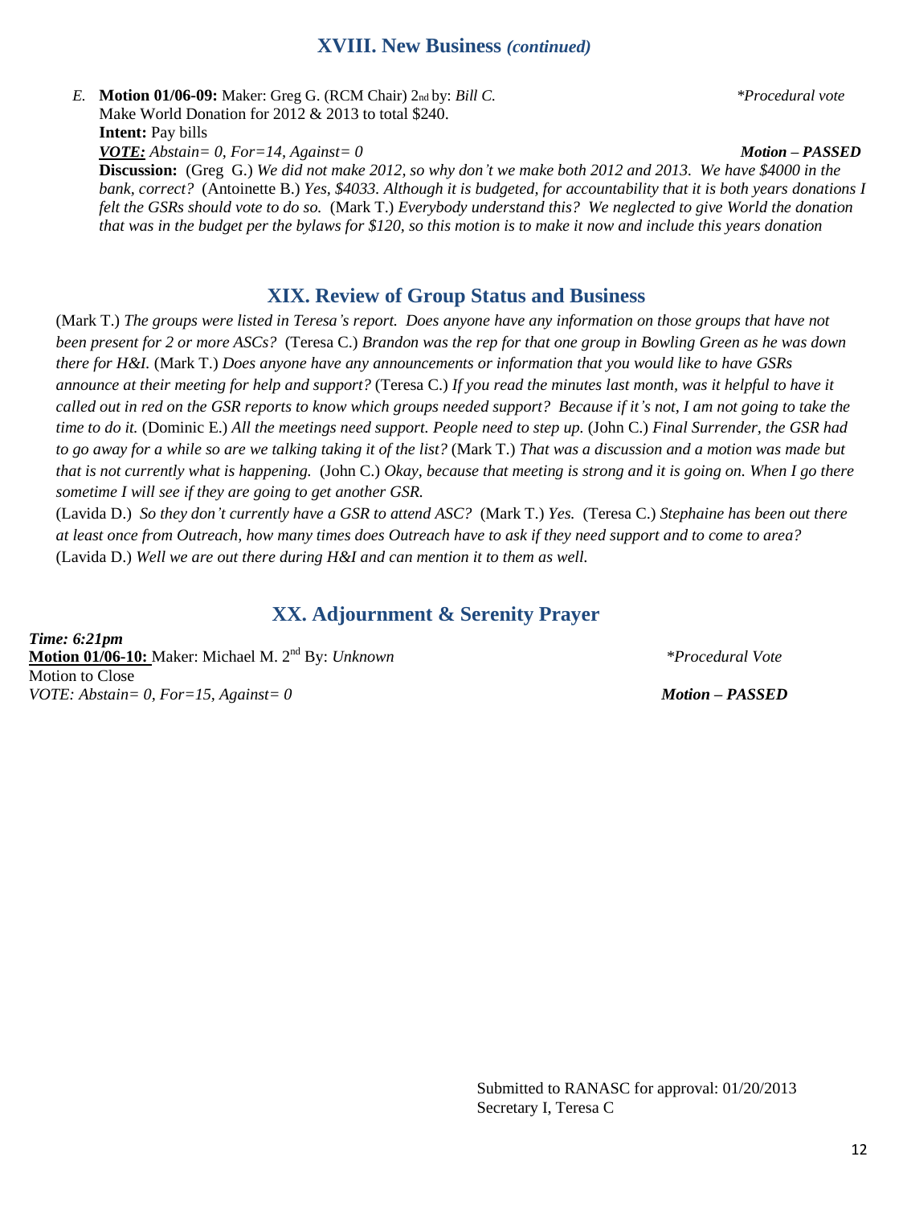## XVIII. New Business *(continued)*

*E.* **Motion 01/06-09:** Maker: Greg G. (RCM Chair) 2nd by: *Bill C.* *\*Procedural vote*
Make World Donation for 2012 & 2013 to total $240.
**Intent:** Pay bills
***VOTE:*** *Abstain= 0, For=14, Against= 0* ***Motion – PASSED***
**Discussion:** (Greg G.) *We did not make 2012, so why don't we make both 2012 and 2013. We have $4000 in the bank, correct?* (Antoinette B.) *Yes, $4033. Although it is budgeted, for accountability that it is both years donations I felt the GSRs should vote to do so.* (Mark T.) *Everybody understand this? We neglected to give World the donation that was in the budget per the bylaws for $120, so this motion is to make it now and include this years donation*

## XIX. Review of Group Status and Business

(Mark T.) *The groups were listed in Teresa's report. Does anyone have any information on those groups that have not been present for 2 or more ASCs?* (Teresa C.) *Brandon was the rep for that one group in Bowling Green as he was down there for H&I.* (Mark T.) *Does anyone have any announcements or information that you would like to have GSRs announce at their meeting for help and support?* (Teresa C.) *If you read the minutes last month, was it helpful to have it called out in red on the GSR reports to know which groups needed support? Because if it's not, I am not going to take the time to do it.* (Dominic E.) *All the meetings need support. People need to step up.* (John C.) *Final Surrender, the GSR had to go away for a while so are we talking taking it of the list?* (Mark T.) *That was a discussion and a motion was made but that is not currently what is happening.* (John C.) *Okay, because that meeting is strong and it is going on. When I go there sometime I will see if they are going to get another GSR.*
(Lavida D.) *So they don't currently have a GSR to attend ASC?* (Mark T.) *Yes.* (Teresa C.) *Stephaine has been out there at least once from Outreach, how many times does Outreach have to ask if they need support and to come to area?* (Lavida D.) *Well we are out there during H&I and can mention it to them as well.*

## XX. Adjournment & Serenity Prayer

***Time: 6:21pm***
**Motion 01/06-10:** Maker: Michael M. 2nd By: *Unknown* *\*Procedural Vote*
Motion to Close
*VOTE: Abstain= 0, For=15, Against= 0* ***Motion – PASSED***

Submitted to RANASC for approval: 01/20/2013
Secretary I, Teresa C